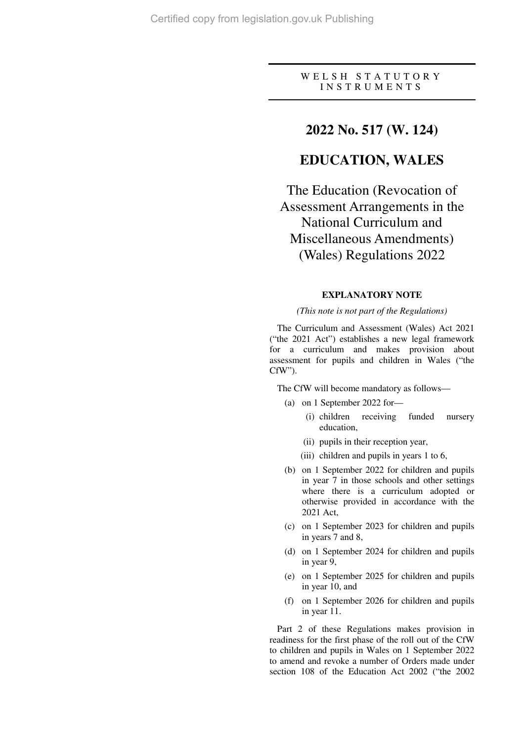WELSH STATUTORY INSTRUMENTS

# 2022 No. 517 (W. 124)

# EDUCATION, WALES

# The Education (Revocation of Assessment Arrangements in the National Curriculum and Miscellaneous Amendments) (Wales) Regulations 2022

### EXPLANATORY NOTE

*(This note is not part of the Regulations)*

The Curriculum and Assessment (Wales) Act 2021 ("the 2021 Act") establishes a new legal framework for a curriculum and makes provision about assessment for pupils and children in Wales ("the CfW").

The CfW will become mandatory as follows—

(a) on 1 September 2022 for—

  (i) children receiving funded nursery education,

  (ii) pupils in their reception year,

  (iii) children and pupils in years 1 to 6,

(b) on 1 September 2022 for children and pupils in year 7 in those schools and other settings where there is a curriculum adopted or otherwise provided in accordance with the 2021 Act,

(c) on 1 September 2023 for children and pupils in years 7 and 8,

(d) on 1 September 2024 for children and pupils in year 9,

(e) on 1 September 2025 for children and pupils in year 10, and

(f) on 1 September 2026 for children and pupils in year 11.

Part 2 of these Regulations makes provision in readiness for the first phase of the roll out of the CfW to children and pupils in Wales on 1 September 2022 to amend and revoke a number of Orders made under section 108 of the Education Act 2002 ("the 2002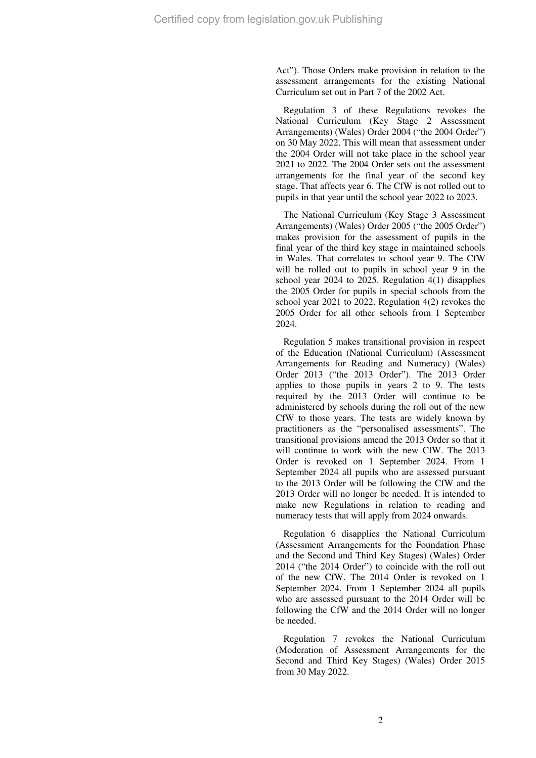Act"). Those Orders make provision in relation to the assessment arrangements for the existing National Curriculum set out in Part 7 of the 2002 Act.

Regulation 3 of these Regulations revokes the National Curriculum (Key Stage 2 Assessment Arrangements) (Wales) Order 2004 ("the 2004 Order") on 30 May 2022. This will mean that assessment under the 2004 Order will not take place in the school year 2021 to 2022. The 2004 Order sets out the assessment arrangements for the final year of the second key stage. That affects year 6. The CfW is not rolled out to pupils in that year until the school year 2022 to 2023.

The National Curriculum (Key Stage 3 Assessment Arrangements) (Wales) Order 2005 ("the 2005 Order") makes provision for the assessment of pupils in the final year of the third key stage in maintained schools in Wales. That correlates to school year 9. The CfW will be rolled out to pupils in school year 9 in the school year 2024 to 2025. Regulation 4(1) disapplies the 2005 Order for pupils in special schools from the school year 2021 to 2022. Regulation 4(2) revokes the 2005 Order for all other schools from 1 September 2024.

Regulation 5 makes transitional provision in respect of the Education (National Curriculum) (Assessment Arrangements for Reading and Numeracy) (Wales) Order 2013 ("the 2013 Order"). The 2013 Order applies to those pupils in years 2 to 9. The tests required by the 2013 Order will continue to be administered by schools during the roll out of the new CfW to those years. The tests are widely known by practitioners as the "personalised assessments". The transitional provisions amend the 2013 Order so that it will continue to work with the new CfW. The 2013 Order is revoked on 1 September 2024. From 1 September 2024 all pupils who are assessed pursuant to the 2013 Order will be following the CfW and the 2013 Order will no longer be needed. It is intended to make new Regulations in relation to reading and numeracy tests that will apply from 2024 onwards.

Regulation 6 disapplies the National Curriculum (Assessment Arrangements for the Foundation Phase and the Second and Third Key Stages) (Wales) Order 2014 ("the 2014 Order") to coincide with the roll out of the new CfW. The 2014 Order is revoked on 1 September 2024. From 1 September 2024 all pupils who are assessed pursuant to the 2014 Order will be following the CfW and the 2014 Order will no longer be needed.

Regulation 7 revokes the National Curriculum (Moderation of Assessment Arrangements for the Second and Third Key Stages) (Wales) Order 2015 from 30 May 2022.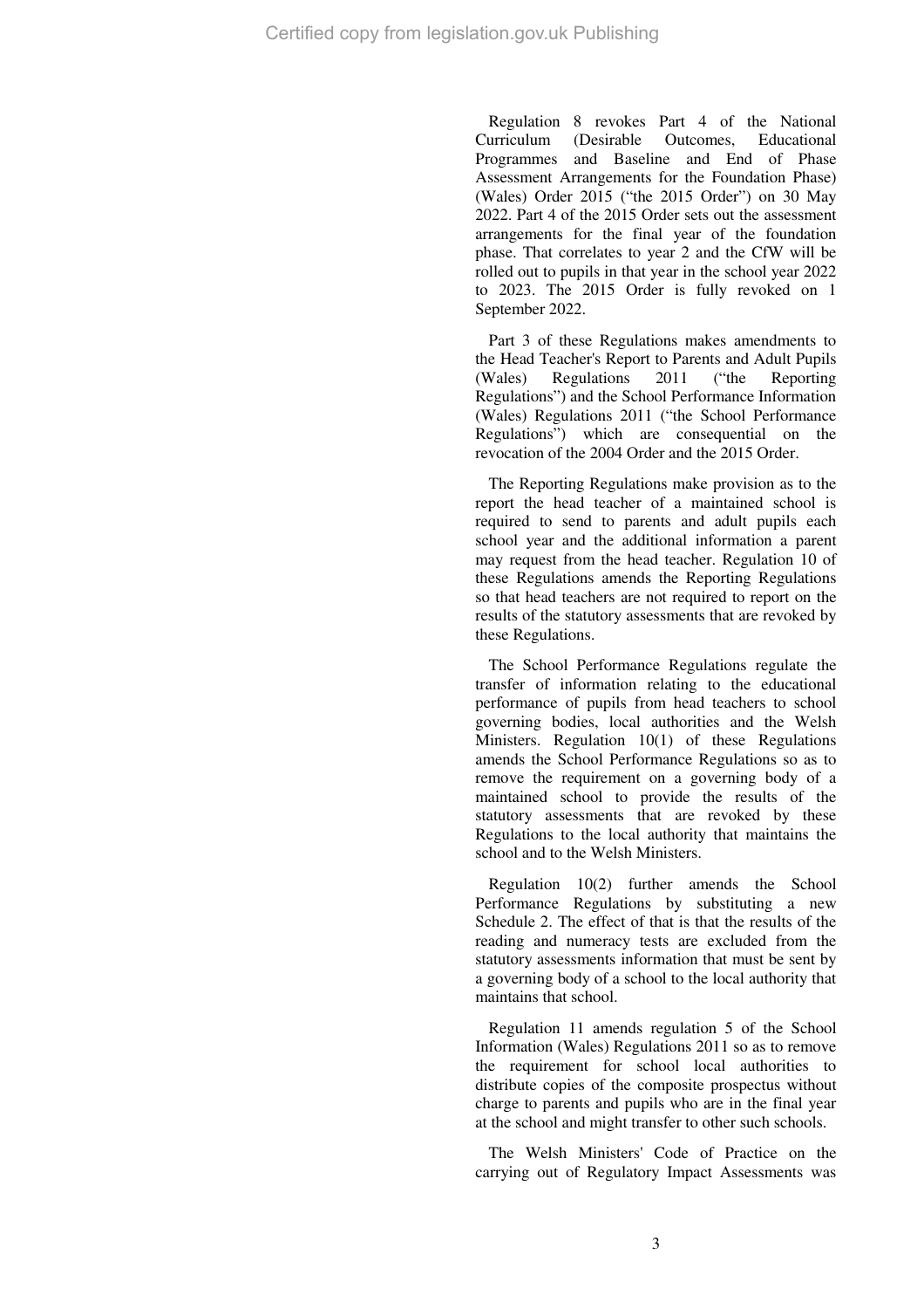Regulation 8 revokes Part 4 of the National Curriculum (Desirable Outcomes, Educational Programmes and Baseline and End of Phase Assessment Arrangements for the Foundation Phase) (Wales) Order 2015 ("the 2015 Order") on 30 May 2022. Part 4 of the 2015 Order sets out the assessment arrangements for the final year of the foundation phase. That correlates to year 2 and the CfW will be rolled out to pupils in that year in the school year 2022 to 2023. The 2015 Order is fully revoked on 1 September 2022.

Part 3 of these Regulations makes amendments to the Head Teacher's Report to Parents and Adult Pupils (Wales) Regulations 2011 ("the Reporting Regulations") and the School Performance Information (Wales) Regulations 2011 ("the School Performance Regulations") which are consequential on the revocation of the 2004 Order and the 2015 Order.

The Reporting Regulations make provision as to the report the head teacher of a maintained school is required to send to parents and adult pupils each school year and the additional information a parent may request from the head teacher. Regulation 10 of these Regulations amends the Reporting Regulations so that head teachers are not required to report on the results of the statutory assessments that are revoked by these Regulations.

The School Performance Regulations regulate the transfer of information relating to the educational performance of pupils from head teachers to school governing bodies, local authorities and the Welsh Ministers. Regulation 10(1) of these Regulations amends the School Performance Regulations so as to remove the requirement on a governing body of a maintained school to provide the results of the statutory assessments that are revoked by these Regulations to the local authority that maintains the school and to the Welsh Ministers.

Regulation 10(2) further amends the School Performance Regulations by substituting a new Schedule 2. The effect of that is that the results of the reading and numeracy tests are excluded from the statutory assessments information that must be sent by a governing body of a school to the local authority that maintains that school.

Regulation 11 amends regulation 5 of the School Information (Wales) Regulations 2011 so as to remove the requirement for school local authorities to distribute copies of the composite prospectus without charge to parents and pupils who are in the final year at the school and might transfer to other such schools.

The Welsh Ministers' Code of Practice on the carrying out of Regulatory Impact Assessments was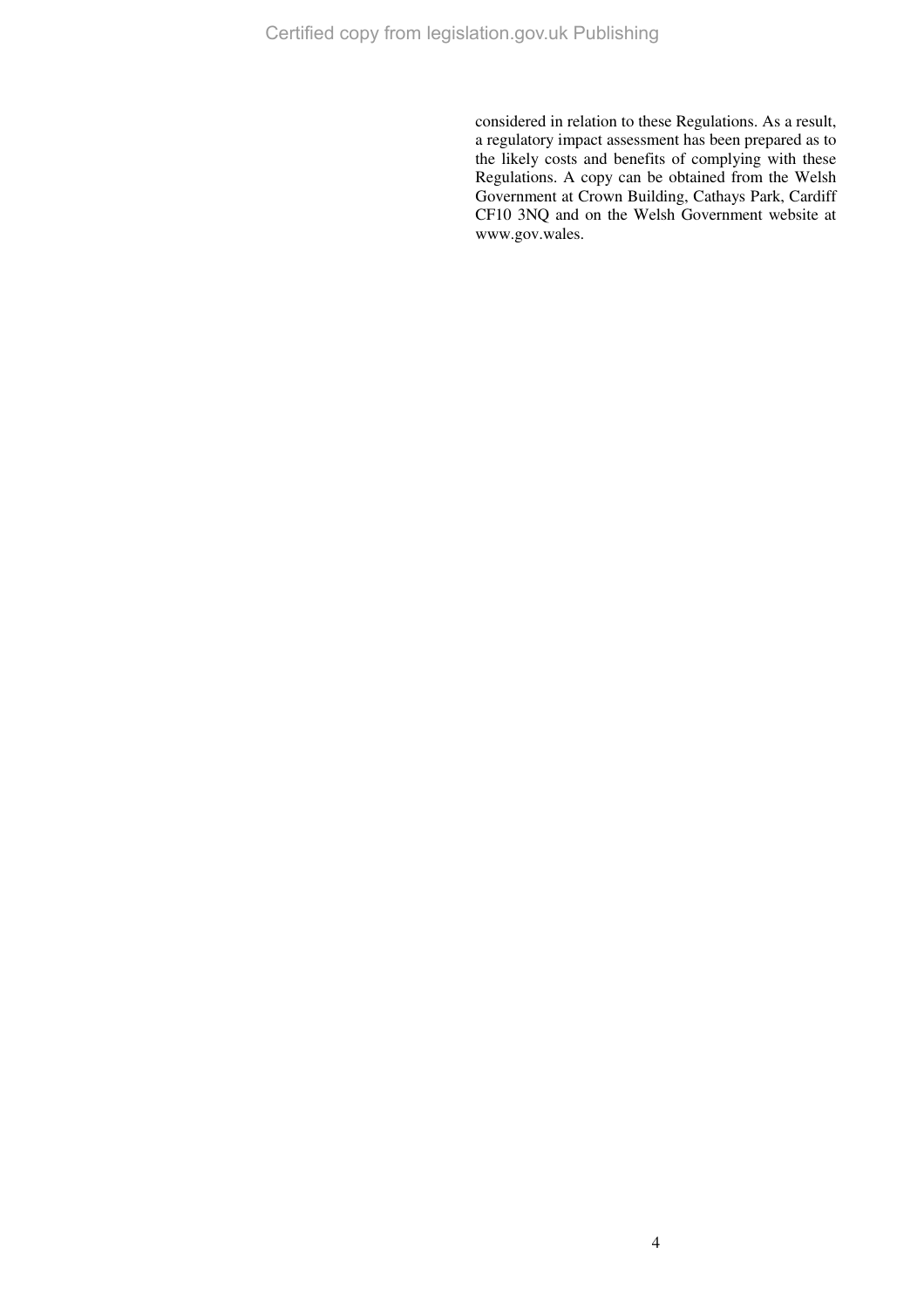considered in relation to these Regulations. As a result, a regulatory impact assessment has been prepared as to the likely costs and benefits of complying with these Regulations. A copy can be obtained from the Welsh Government at Crown Building, Cathays Park, Cardiff CF10 3NQ and on the Welsh Government website at www.gov.wales.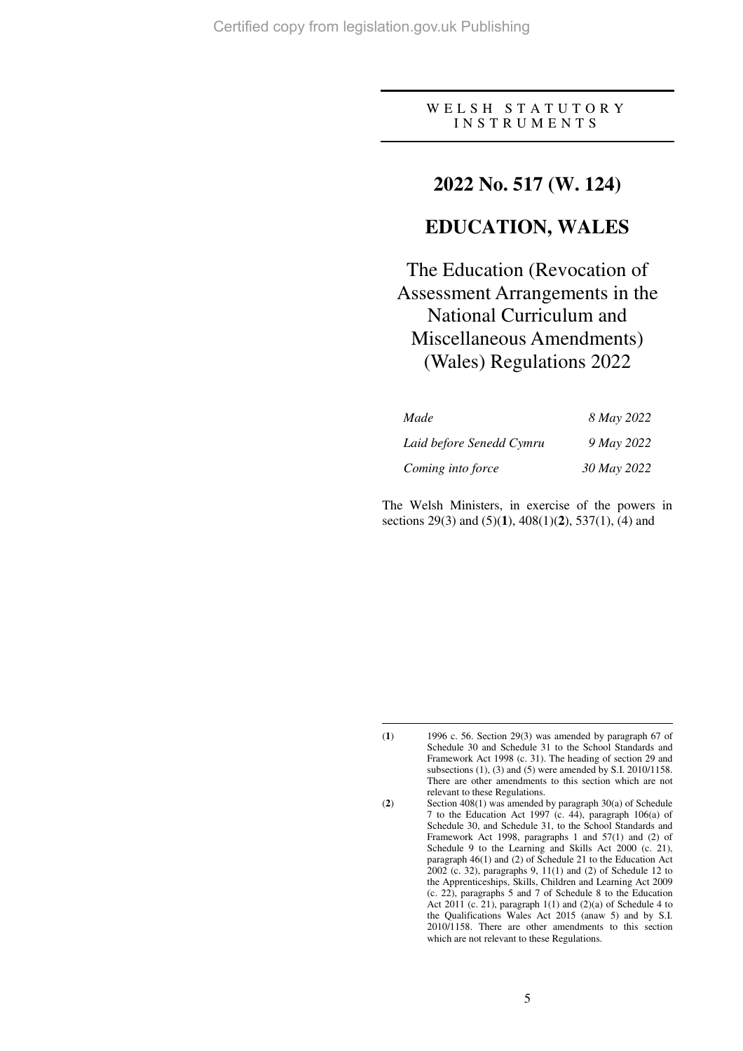WELSH STATUTORY INSTRUMENTS

# 2022 No. 517 (W. 124)

# EDUCATION, WALES

## The Education (Revocation of Assessment Arrangements in the National Curriculum and Miscellaneous Amendments) (Wales) Regulations 2022

| | |
|---|---|
| *Made* | *8 May 2022* |
| *Laid before Senedd Cymru* | *9 May 2022* |
| *Coming into force* | *30 May 2022* |

The Welsh Ministers, in exercise of the powers in sections 29(3) and (5)(**1**), 408(1)(**2**), 537(1), (4) and

---

(**1**) 1996 c. 56. Section 29(3) was amended by paragraph 67 of Schedule 30 and Schedule 31 to the School Standards and Framework Act 1998 (c. 31). The heading of section 29 and subsections (1), (3) and (5) were amended by S.I. 2010/1158. There are other amendments to this section which are not relevant to these Regulations.

(**2**) Section 408(1) was amended by paragraph 30(a) of Schedule 7 to the Education Act 1997 (c. 44), paragraph 106(a) of Schedule 30, and Schedule 31, to the School Standards and Framework Act 1998, paragraphs 1 and 57(1) and (2) of Schedule 9 to the Learning and Skills Act 2000 (c. 21), paragraph 46(1) and (2) of Schedule 21 to the Education Act 2002 (c. 32), paragraphs 9, 11(1) and (2) of Schedule 12 to the Apprenticeships, Skills, Children and Learning Act 2009 (c. 22), paragraphs 5 and 7 of Schedule 8 to the Education Act 2011 (c. 21), paragraph 1(1) and (2)(a) of Schedule 4 to the Qualifications Wales Act 2015 (anaw 5) and by S.I. 2010/1158. There are other amendments to this section which are not relevant to these Regulations.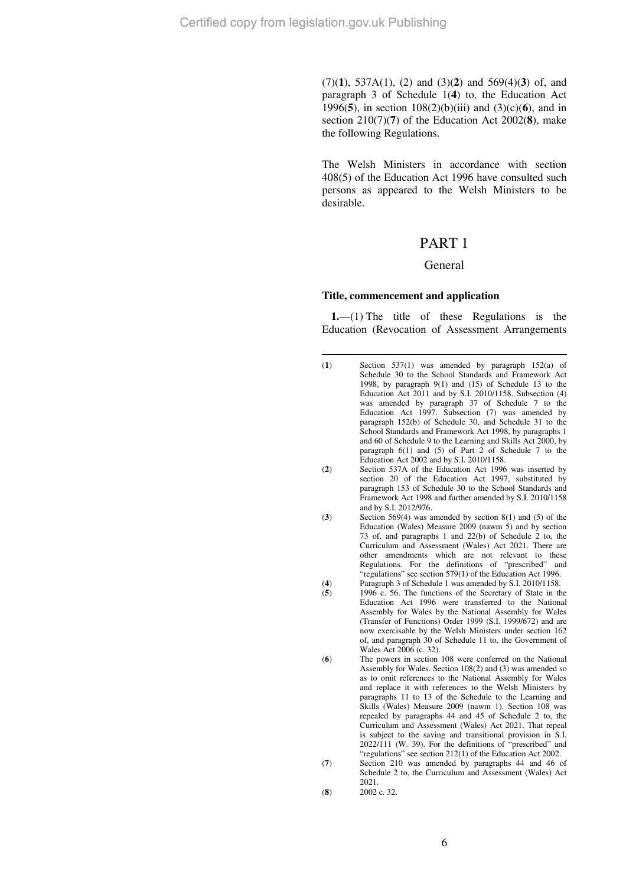(7)(**1**), 537A(1), (2) and (3)(**2**) and 569(4)(**3**) of, and paragraph 3 of Schedule 1(**4**) to, the Education Act 1996(**5**), in section 108(2)(b)(iii) and (3)(c)(**6**), and in section 210(7)(**7**) of the Education Act 2002(**8**), make the following Regulations.

The Welsh Ministers in accordance with section 408(5) of the Education Act 1996 have consulted such persons as appeared to the Welsh Ministers to be desirable.

# PART 1

## General

### Title, commencement and application

**1.**—(1) The title of these Regulations is the Education (Revocation of Assessment Arrangements

---

(**1**) Section 537(1) was amended by paragraph 152(a) of Schedule 30 to the School Standards and Framework Act 1998, by paragraph 9(1) and (15) of Schedule 13 to the Education Act 2011 and by S.I. 2010/1158. Subsection (4) was amended by paragraph 37 of Schedule 7 to the Education Act 1997. Subsection (7) was amended by paragraph 152(b) of Schedule 30, and Schedule 31 to the School Standards and Framework Act 1998, by paragraphs 1 and 60 of Schedule 9 to the Learning and Skills Act 2000, by paragraph 6(1) and (5) of Part 2 of Schedule 7 to the Education Act 2002 and by S.I. 2010/1158.

(**2**) Section 537A of the Education Act 1996 was inserted by section 20 of the Education Act 1997, substituted by paragraph 153 of Schedule 30 to the School Standards and Framework Act 1998 and further amended by S.I. 2010/1158 and by S.I. 2012/976.

(**3**) Section 569(4) was amended by section 8(1) and (5) of the Education (Wales) Measure 2009 (nawm 5) and by section 73 of, and paragraphs 1 and 22(b) of Schedule 2 to, the Curriculum and Assessment (Wales) Act 2021. There are other amendments which are not relevant to these Regulations. For the definitions of "prescribed" and "regulations" see section 579(1) of the Education Act 1996.

(**4**) Paragraph 3 of Schedule 1 was amended by S.I. 2010/1158.

(**5**) 1996 c. 56. The functions of the Secretary of State in the Education Act 1996 were transferred to the National Assembly for Wales by the National Assembly for Wales (Transfer of Functions) Order 1999 (S.I. 1999/672) and are now exercisable by the Welsh Ministers under section 162 of, and paragraph 30 of Schedule 11 to, the Government of Wales Act 2006 (c. 32).

(**6**) The powers in section 108 were conferred on the National Assembly for Wales. Section 108(2) and (3) was amended so as to omit references to the National Assembly for Wales and replace it with references to the Welsh Ministers by paragraphs 11 to 13 of the Schedule to the Learning and Skills (Wales) Measure 2009 (nawm 1). Section 108 was repealed by paragraphs 44 and 45 of Schedule 2 to, the Curriculum and Assessment (Wales) Act 2021. That repeal is subject to the saving and transitional provision in S.I. 2022/111 (W. 39). For the definitions of "prescribed" and "regulations" see section 212(1) of the Education Act 2002.

(**7**) Section 210 was amended by paragraphs 44 and 46 of Schedule 2 to, the Curriculum and Assessment (Wales) Act 2021.

(**8**) 2002 c. 32.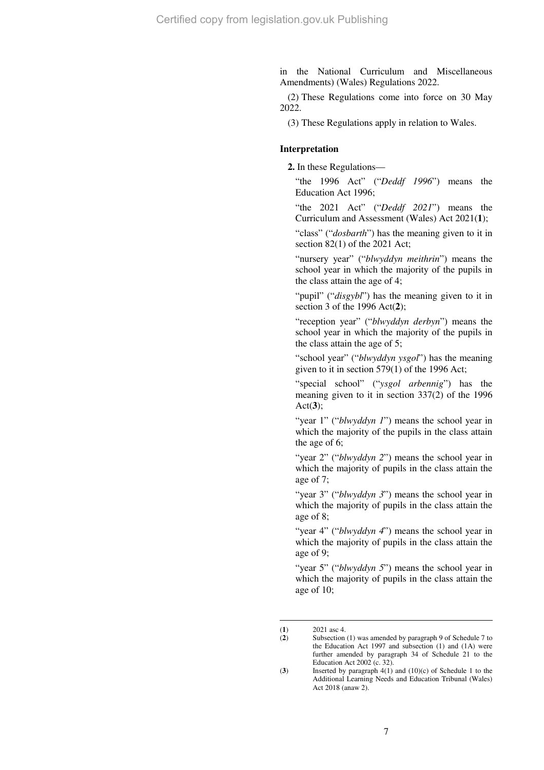in the National Curriculum and Miscellaneous Amendments) (Wales) Regulations 2022.

(2) These Regulations come into force on 30 May 2022.

(3) These Regulations apply in relation to Wales.

### Interpretation

**2.** In these Regulations—

"the 1996 Act" ("*Deddf 1996*") means the Education Act 1996;

"the 2021 Act" ("*Deddf 2021*") means the Curriculum and Assessment (Wales) Act 2021(**1**);

"class" ("*dosbarth*") has the meaning given to it in section 82(1) of the 2021 Act;

"nursery year" ("*blwyddyn meithrin*") means the school year in which the majority of the pupils in the class attain the age of 4;

"pupil" ("*disgybl*") has the meaning given to it in section 3 of the 1996 Act(**2**);

"reception year" ("*blwyddyn derbyn*") means the school year in which the majority of the pupils in the class attain the age of 5;

"school year" ("*blwyddyn ysgol*") has the meaning given to it in section 579(1) of the 1996 Act;

"special school" ("*ysgol arbennig*") has the meaning given to it in section 337(2) of the 1996 Act(**3**);

"year 1" ("*blwyddyn 1*") means the school year in which the majority of the pupils in the class attain the age of 6;

"year 2" ("*blwyddyn 2*") means the school year in which the majority of pupils in the class attain the age of 7;

"year 3" ("*blwyddyn 3*") means the school year in which the majority of pupils in the class attain the age of 8;

"year 4" ("*blwyddyn 4*") means the school year in which the majority of pupils in the class attain the age of 9;

"year 5" ("*blwyddyn 5*") means the school year in which the majority of pupils in the class attain the age of 10;

---

(**1**) 2021 asc 4.

(**2**) Subsection (1) was amended by paragraph 9 of Schedule 7 to the Education Act 1997 and subsection (1) and (1A) were further amended by paragraph 34 of Schedule 21 to the Education Act 2002 (c. 32).

(**3**) Inserted by paragraph 4(1) and (10)(c) of Schedule 1 to the Additional Learning Needs and Education Tribunal (Wales) Act 2018 (anaw 2).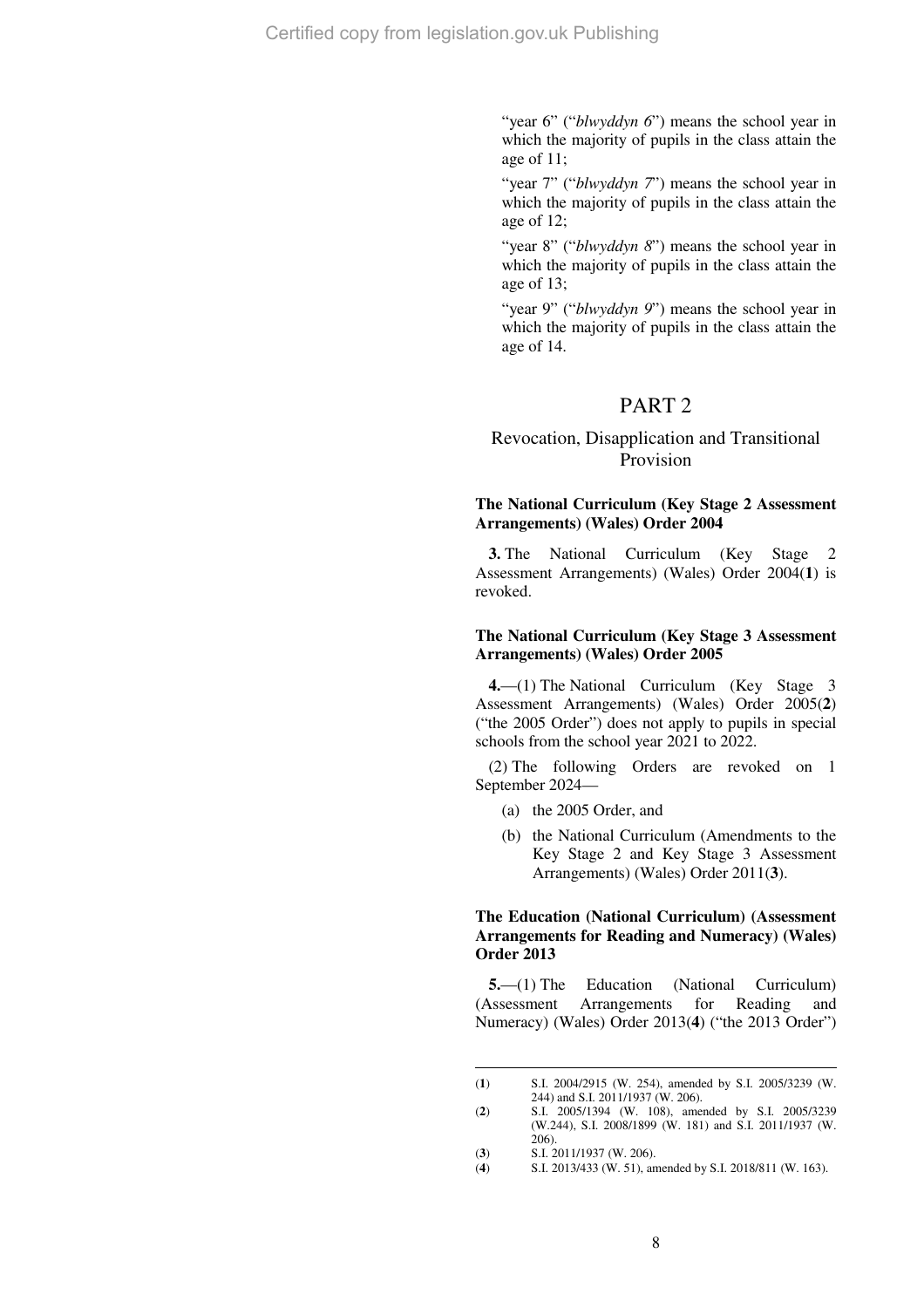"year 6" ("*blwyddyn 6*") means the school year in which the majority of pupils in the class attain the age of 11;

"year 7" ("*blwyddyn 7*") means the school year in which the majority of pupils in the class attain the age of 12;

"year 8" ("*blwyddyn 8*") means the school year in which the majority of pupils in the class attain the age of 13;

"year 9" ("*blwyddyn 9*") means the school year in which the majority of pupils in the class attain the age of 14.

# PART 2

## Revocation, Disapplication and Transitional Provision

### The National Curriculum (Key Stage 2 Assessment Arrangements) (Wales) Order 2004

**3.** The National Curriculum (Key Stage 2 Assessment Arrangements) (Wales) Order 2004(**1**) is revoked.

### The National Curriculum (Key Stage 3 Assessment Arrangements) (Wales) Order 2005

**4.**—(1) The National Curriculum (Key Stage 3 Assessment Arrangements) (Wales) Order 2005(**2**) ("the 2005 Order") does not apply to pupils in special schools from the school year 2021 to 2022.

(2) The following Orders are revoked on 1 September 2024—

- (a) the 2005 Order, and
- (b) the National Curriculum (Amendments to the Key Stage 2 and Key Stage 3 Assessment Arrangements) (Wales) Order 2011(**3**).

### The Education (National Curriculum) (Assessment Arrangements for Reading and Numeracy) (Wales) Order 2013

**5.**—(1) The Education (National Curriculum) (Assessment Arrangements for Reading and Numeracy) (Wales) Order 2013(**4**) ("the 2013 Order")

---

(**1**) S.I. 2004/2915 (W. 254), amended by S.I. 2005/3239 (W. 244) and S.I. 2011/1937 (W. 206).

(**2**) S.I. 2005/1394 (W. 108), amended by S.I. 2005/3239 (W.244), S.I. 2008/1899 (W. 181) and S.I. 2011/1937 (W. 206).

(**3**) S.I. 2011/1937 (W. 206).

(**4**) S.I. 2013/433 (W. 51), amended by S.I. 2018/811 (W. 163).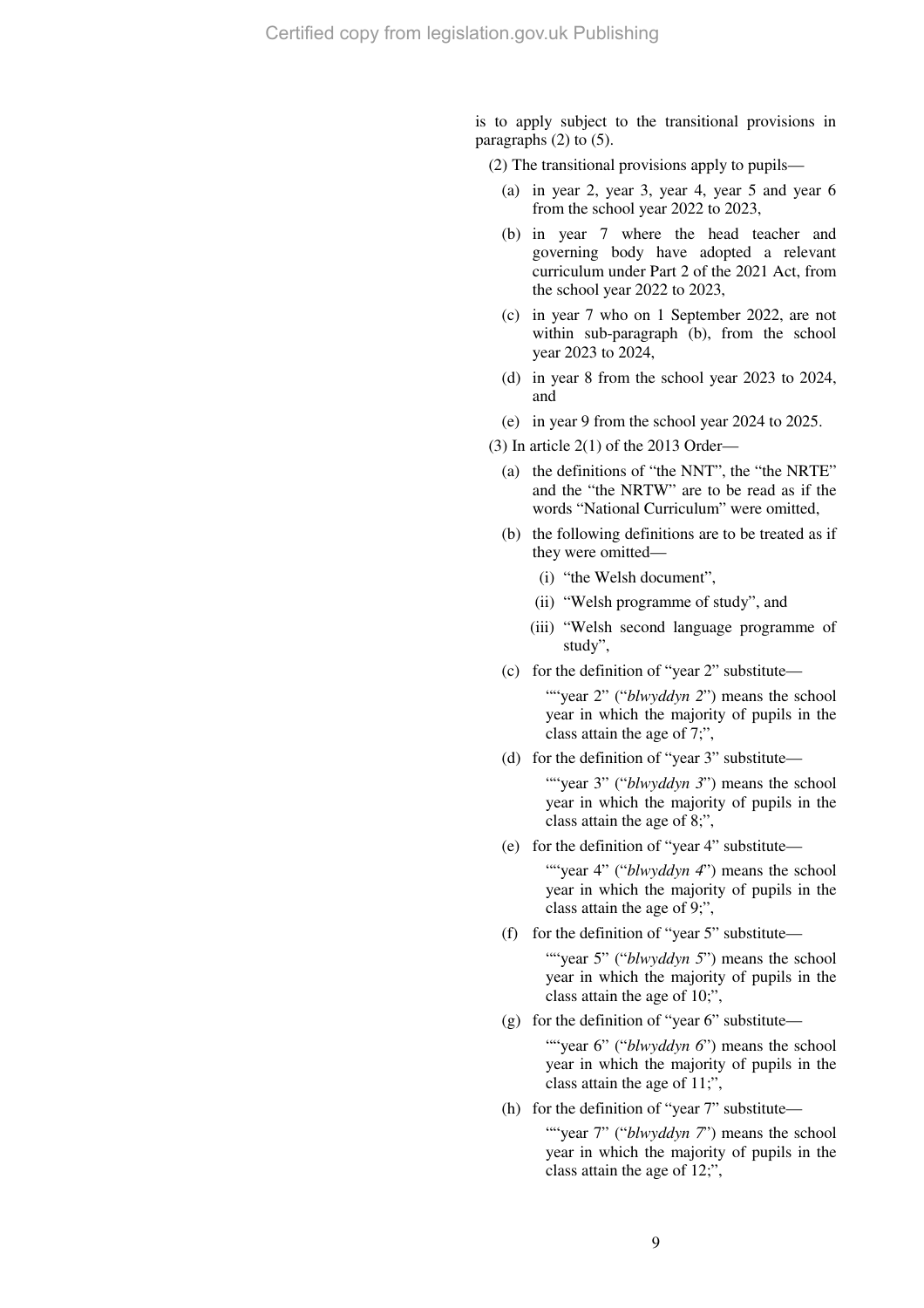is to apply subject to the transitional provisions in paragraphs (2) to (5).

(2) The transitional provisions apply to pupils—

(a) in year 2, year 3, year 4, year 5 and year 6 from the school year 2022 to 2023,

(b) in year 7 where the head teacher and governing body have adopted a relevant curriculum under Part 2 of the 2021 Act, from the school year 2022 to 2023,

(c) in year 7 who on 1 September 2022, are not within sub-paragraph (b), from the school year 2023 to 2024,

(d) in year 8 from the school year 2023 to 2024, and

(e) in year 9 from the school year 2024 to 2025.

(3) In article 2(1) of the 2013 Order—

(a) the definitions of "the NNT", the "the NRTE" and the "the NRTW" are to be read as if the words "National Curriculum" were omitted,

(b) the following definitions are to be treated as if they were omitted—

(i) "the Welsh document",

(ii) "Welsh programme of study", and

(iii) "Welsh second language programme of study",

(c) for the definition of "year 2" substitute—

""year 2" ("*blwyddyn 2*") means the school year in which the majority of pupils in the class attain the age of 7;",

(d) for the definition of "year 3" substitute—

""year 3" ("*blwyddyn 3*") means the school year in which the majority of pupils in the class attain the age of 8;",

(e) for the definition of "year 4" substitute—

""year 4" ("*blwyddyn 4*") means the school year in which the majority of pupils in the class attain the age of 9;",

(f) for the definition of "year 5" substitute—

""year 5" ("*blwyddyn 5*") means the school year in which the majority of pupils in the class attain the age of 10;",

(g) for the definition of "year 6" substitute—

""year 6" ("*blwyddyn 6*") means the school year in which the majority of pupils in the class attain the age of 11;",

(h) for the definition of "year 7" substitute—

""year 7" ("*blwyddyn 7*") means the school year in which the majority of pupils in the class attain the age of 12;",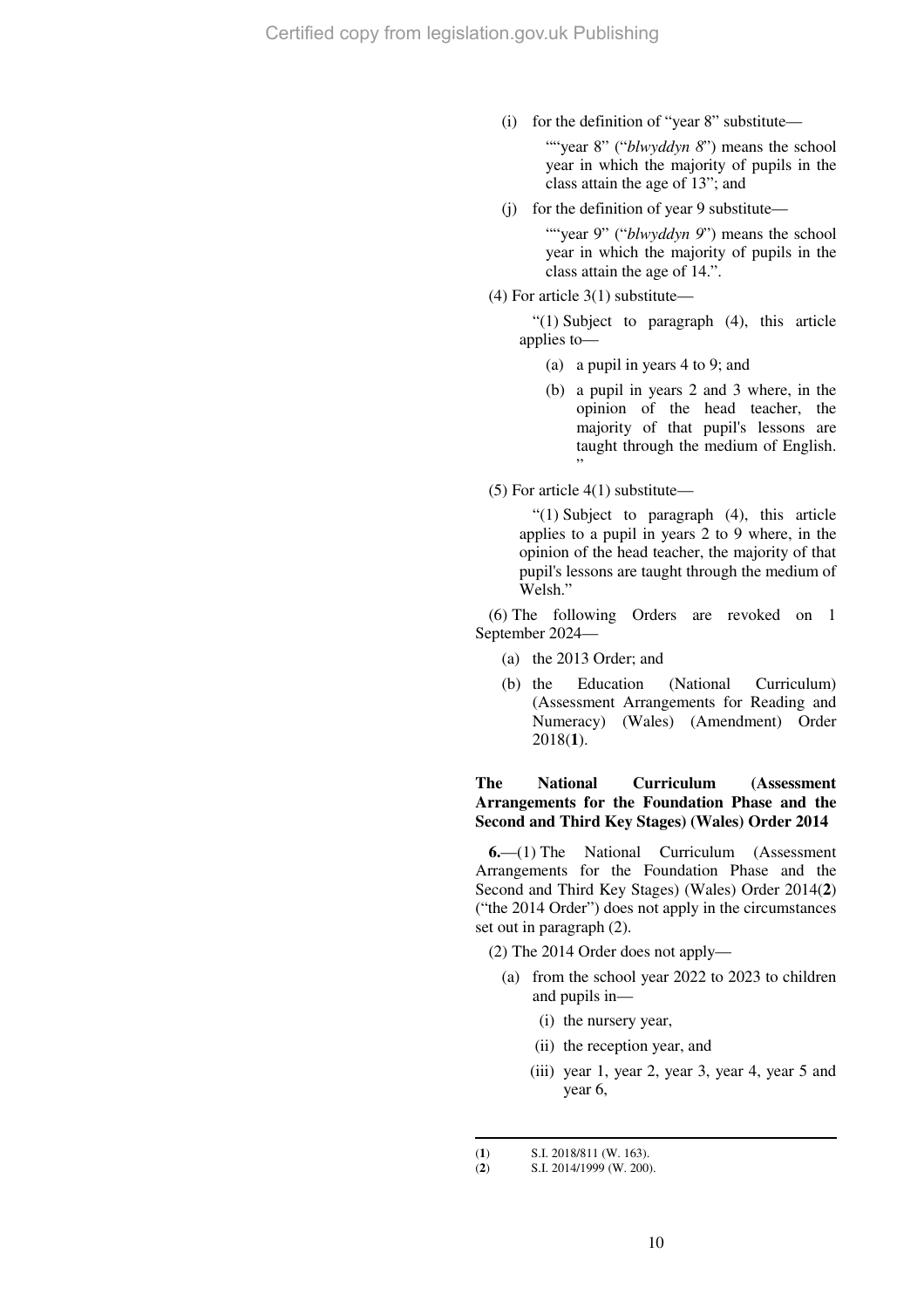(i) for the definition of "year 8" substitute—

""year 8" ("*blwyddyn 8*") means the school year in which the majority of pupils in the class attain the age of 13"; and

(j) for the definition of year 9 substitute—

""year 9" ("*blwyddyn 9*") means the school year in which the majority of pupils in the class attain the age of 14.".

(4) For article 3(1) substitute—

"(1) Subject to paragraph (4), this article applies to—

(a) a pupil in years 4 to 9; and

(b) a pupil in years 2 and 3 where, in the opinion of the head teacher, the majority of that pupil's lessons are taught through the medium of English. "

(5) For article 4(1) substitute—

"(1) Subject to paragraph (4), this article applies to a pupil in years 2 to 9 where, in the opinion of the head teacher, the majority of that pupil's lessons are taught through the medium of Welsh."

(6) The following Orders are revoked on 1 September 2024—

(a) the 2013 Order; and

(b) the Education (National Curriculum) (Assessment Arrangements for Reading and Numeracy) (Wales) (Amendment) Order 2018([1]).

**The National Curriculum (Assessment Arrangements for the Foundation Phase and the Second and Third Key Stages) (Wales) Order 2014**

**6.**—(1) The National Curriculum (Assessment Arrangements for the Foundation Phase and the Second and Third Key Stages) (Wales) Order 2014([2]) ("the 2014 Order") does not apply in the circumstances set out in paragraph (2).

(2) The 2014 Order does not apply—

(a) from the school year 2022 to 2023 to children and pupils in—

(i) the nursery year,

(ii) the reception year, and

(iii) year 1, year 2, year 3, year 4, year 5 and year 6,

---

([1]) S.I. 2018/811 (W. 163).

([2]) S.I. 2014/1999 (W. 200).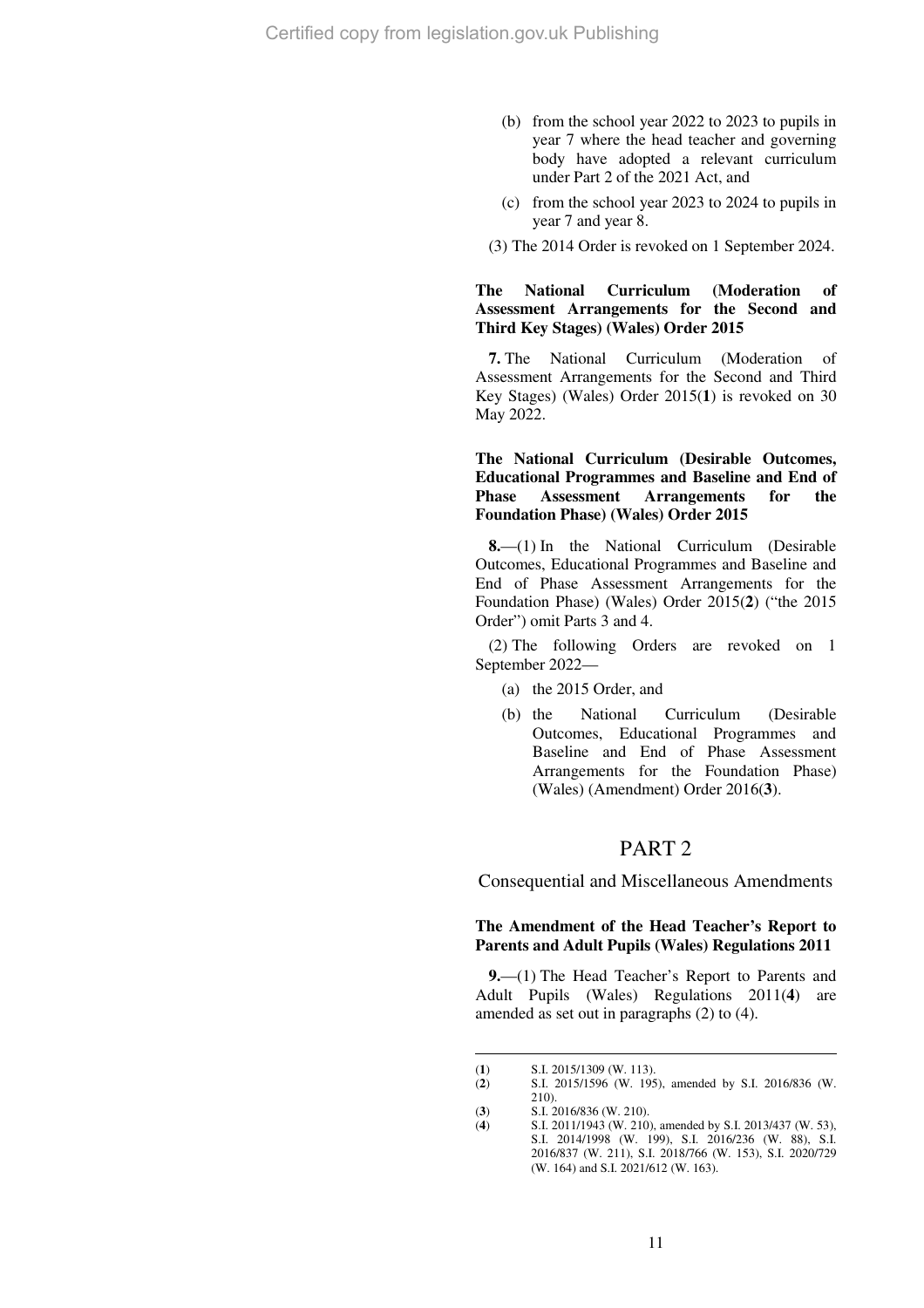(b) from the school year 2022 to 2023 to pupils in year 7 where the head teacher and governing body have adopted a relevant curriculum under Part 2 of the 2021 Act, and

(c) from the school year 2023 to 2024 to pupils in year 7 and year 8.

(3) The 2014 Order is revoked on 1 September 2024.

**The National Curriculum (Moderation of Assessment Arrangements for the Second and Third Key Stages) (Wales) Order 2015**

**7.** The National Curriculum (Moderation of Assessment Arrangements for the Second and Third Key Stages) (Wales) Order 2015(**1**) is revoked on 30 May 2022.

**The National Curriculum (Desirable Outcomes, Educational Programmes and Baseline and End of Phase Assessment Arrangements for the Foundation Phase) (Wales) Order 2015**

**8.**—(1) In the National Curriculum (Desirable Outcomes, Educational Programmes and Baseline and End of Phase Assessment Arrangements for the Foundation Phase) (Wales) Order 2015(**2**) ("the 2015 Order") omit Parts 3 and 4.

(2) The following Orders are revoked on 1 September 2022—

(a) the 2015 Order, and

(b) the National Curriculum (Desirable Outcomes, Educational Programmes and Baseline and End of Phase Assessment Arrangements for the Foundation Phase) (Wales) (Amendment) Order 2016(**3**).

## PART 2

### Consequential and Miscellaneous Amendments

**The Amendment of the Head Teacher's Report to Parents and Adult Pupils (Wales) Regulations 2011**

**9.**—(1) The Head Teacher's Report to Parents and Adult Pupils (Wales) Regulations 2011(**4**) are amended as set out in paragraphs (2) to (4).

---

(**1**) S.I. 2015/1309 (W. 113).

(**2**) S.I. 2015/1596 (W. 195), amended by S.I. 2016/836 (W. 210).

(**3**) S.I. 2016/836 (W. 210).

(**4**) S.I. 2011/1943 (W. 210), amended by S.I. 2013/437 (W. 53), S.I. 2014/1998 (W. 199), S.I. 2016/236 (W. 88), S.I. 2016/837 (W. 211), S.I. 2018/766 (W. 153), S.I. 2020/729 (W. 164) and S.I. 2021/612 (W. 163).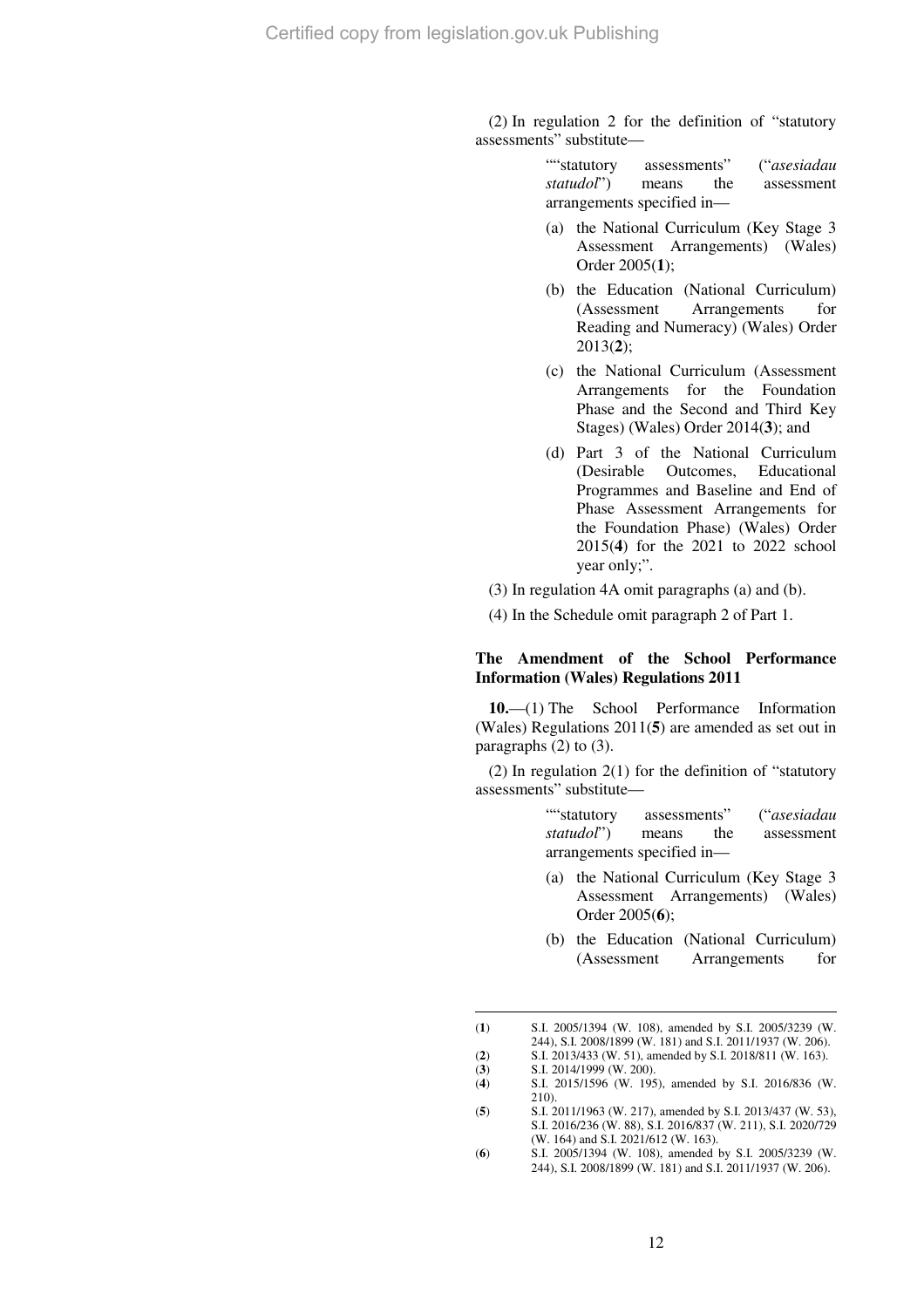(2) In regulation 2 for the definition of "statutory assessments" substitute—

> ""statutory assessments" ("*asesiadau statudol*") means the assessment arrangements specified in—
>
> (a) the National Curriculum (Key Stage 3 Assessment Arrangements) (Wales) Order 2005(**1**);
>
> (b) the Education (National Curriculum) (Assessment Arrangements for Reading and Numeracy) (Wales) Order 2013(**2**);
>
> (c) the National Curriculum (Assessment Arrangements for the Foundation Phase and the Second and Third Key Stages) (Wales) Order 2014(**3**); and
>
> (d) Part 3 of the National Curriculum (Desirable Outcomes, Educational Programmes and Baseline and End of Phase Assessment Arrangements for the Foundation Phase) (Wales) Order 2015(**4**) for the 2021 to 2022 school year only;".

(3) In regulation 4A omit paragraphs (a) and (b).

(4) In the Schedule omit paragraph 2 of Part 1.

**The Amendment of the School Performance Information (Wales) Regulations 2011**

**10.**—(1) The School Performance Information (Wales) Regulations 2011(**5**) are amended as set out in paragraphs (2) to (3).

(2) In regulation 2(1) for the definition of "statutory assessments" substitute—

> ""statutory assessments" ("*asesiadau statudol*") means the assessment arrangements specified in—
>
> (a) the National Curriculum (Key Stage 3 Assessment Arrangements) (Wales) Order 2005(**6**);
>
> (b) the Education (National Curriculum) (Assessment Arrangements for

---

(**1**) S.I. 2005/1394 (W. 108), amended by S.I. 2005/3239 (W. 244), S.I. 2008/1899 (W. 181) and S.I. 2011/1937 (W. 206).

(**2**) S.I. 2013/433 (W. 51), amended by S.I. 2018/811 (W. 163).

(**3**) S.I. 2014/1999 (W. 200).

(**4**) S.I. 2015/1596 (W. 195), amended by S.I. 2016/836 (W. 210).

(**5**) S.I. 2011/1963 (W. 217), amended by S.I. 2013/437 (W. 53), S.I. 2016/236 (W. 88), S.I. 2016/837 (W. 211), S.I. 2020/729 (W. 164) and S.I. 2021/612 (W. 163).

(**6**) S.I. 2005/1394 (W. 108), amended by S.I. 2005/3239 (W. 244), S.I. 2008/1899 (W. 181) and S.I. 2011/1937 (W. 206).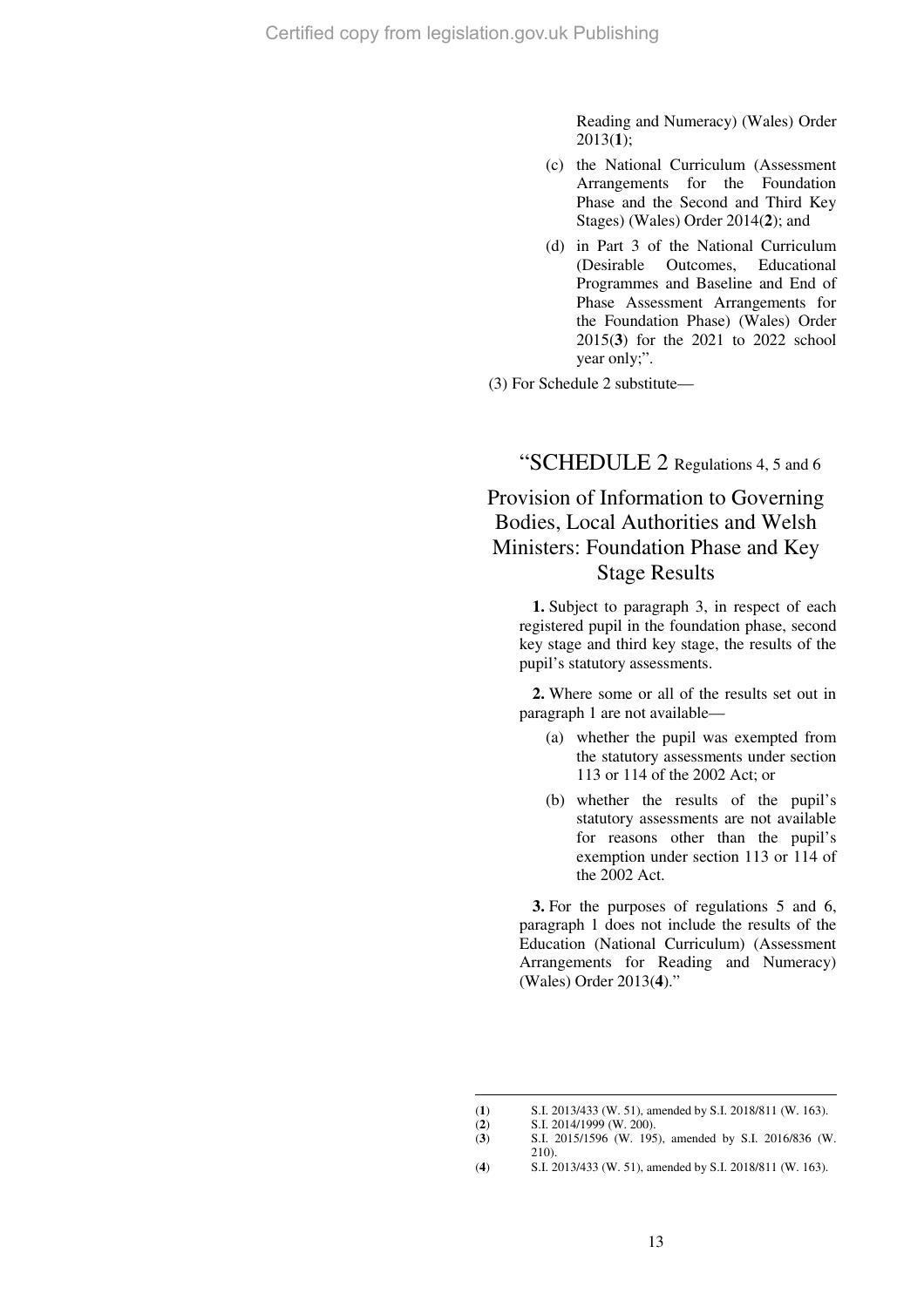Reading and Numeracy) (Wales) Order 2013(1);

(c) the National Curriculum (Assessment Arrangements for the Foundation Phase and the Second and Third Key Stages) (Wales) Order 2014(2); and

(d) in Part 3 of the National Curriculum (Desirable Outcomes, Educational Programmes and Baseline and End of Phase Assessment Arrangements for the Foundation Phase) (Wales) Order 2015(3) for the 2021 to 2022 school year only;".

(3) For Schedule 2 substitute—

## "SCHEDULE 2 Regulations 4, 5 and 6

## Provision of Information to Governing Bodies, Local Authorities and Welsh Ministers: Foundation Phase and Key Stage Results

**1.** Subject to paragraph 3, in respect of each registered pupil in the foundation phase, second key stage and third key stage, the results of the pupil's statutory assessments.

**2.** Where some or all of the results set out in paragraph 1 are not available—

(a) whether the pupil was exempted from the statutory assessments under section 113 or 114 of the 2002 Act; or

(b) whether the results of the pupil's statutory assessments are not available for reasons other than the pupil's exemption under section 113 or 114 of the 2002 Act.

**3.** For the purposes of regulations 5 and 6, paragraph 1 does not include the results of the Education (National Curriculum) (Assessment Arrangements for Reading and Numeracy) (Wales) Order 2013(4)."

---

(1) S.I. 2013/433 (W. 51), amended by S.I. 2018/811 (W. 163).
(2) S.I. 2014/1999 (W. 200).
(3) S.I. 2015/1596 (W. 195), amended by S.I. 2016/836 (W. 210).
(4) S.I. 2013/433 (W. 51), amended by S.I. 2018/811 (W. 163).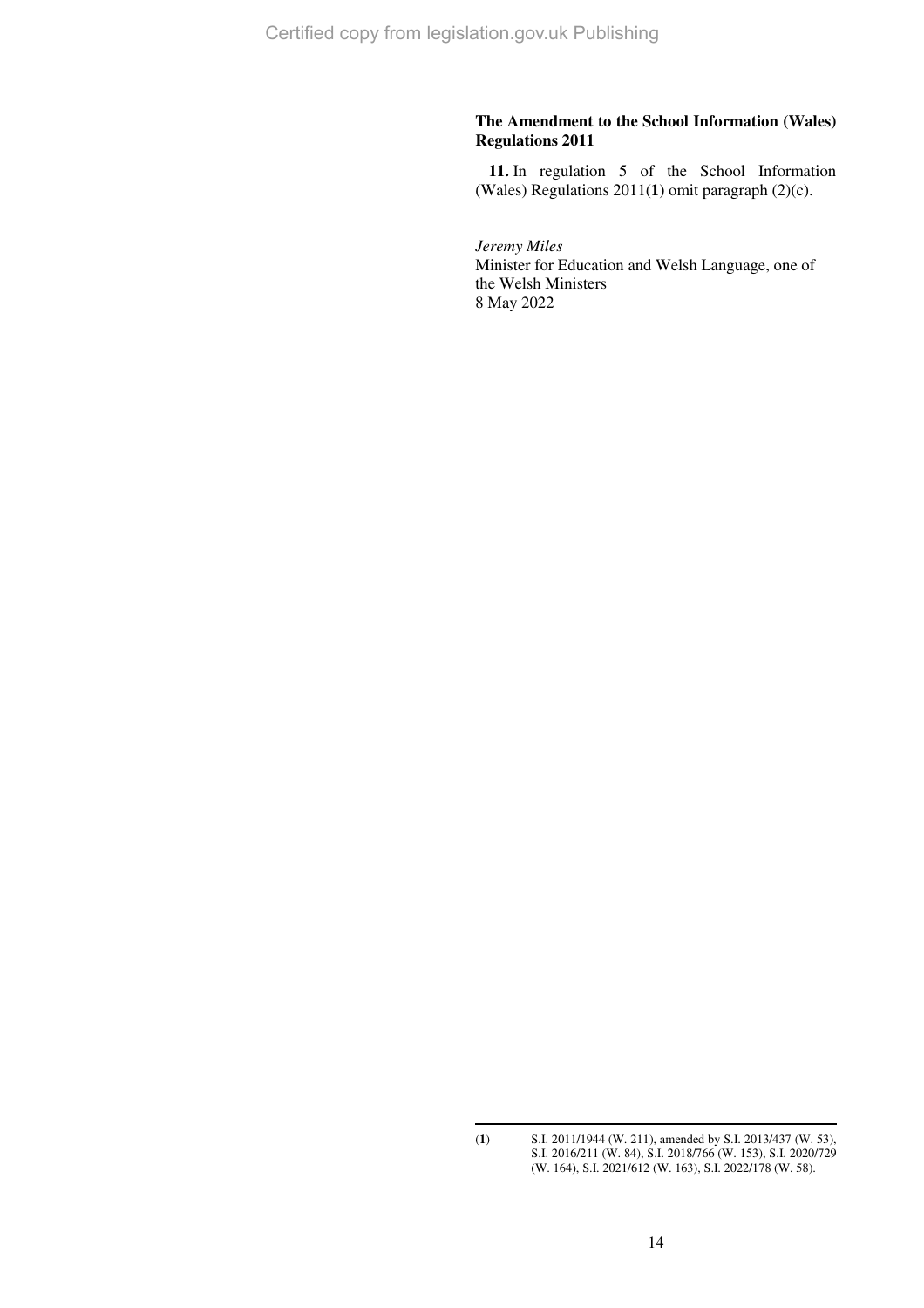**The Amendment to the School Information (Wales) Regulations 2011**

**11.** In regulation 5 of the School Information (Wales) Regulations 2011(**1**) omit paragraph (2)(c).

*Jeremy Miles*
Minister for Education and Welsh Language, one of the Welsh Ministers
8 May 2022

---

(**1**) S.I. 2011/1944 (W. 211), amended by S.I. 2013/437 (W. 53), S.I. 2016/211 (W. 84), S.I. 2018/766 (W. 153), S.I. 2020/729 (W. 164), S.I. 2021/612 (W. 163), S.I. 2022/178 (W. 58).